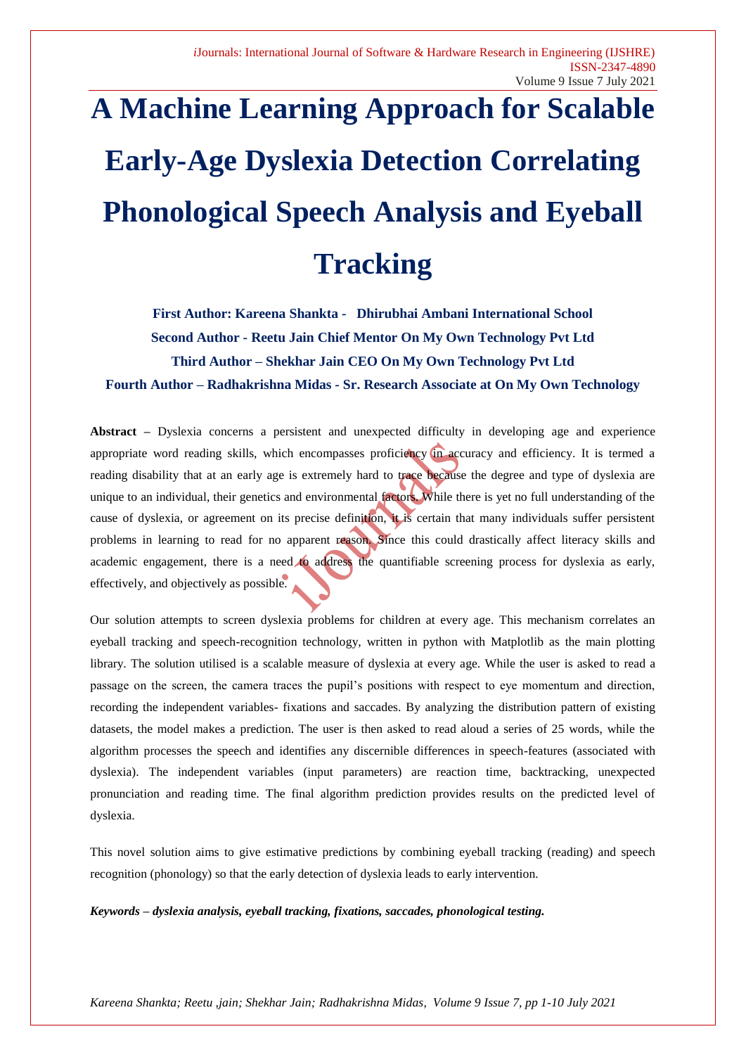# A Machine Learning Approach for Scalable Early-Age Dyslexia Detection Correlating Phonological Speech Analysis and Eyeball Tracking

**First Author: Kareena Shankta - Dhirubhai Ambani International School**

**Second Author - Reetu Jain Chief Mentor On My Own Technology Pvt Ltd**

**Third Author – Shekhar Jain CEO On My Own Technology Pvt Ltd**

**Fourth Author – Radhakrishna Midas - Sr. Research Associate at On My Own Technology**

**Abstract –** Dyslexia concerns a persistent and unexpected difficulty in developing age and experience appropriate word reading skills, which encompasses proficiency in accuracy and efficiency. It is termed a reading disability that at an early age is extremely hard to trace because the degree and type of dyslexia are unique to an individual, their genetics and environmental factors. While there is yet no full understanding of the cause of dyslexia, or agreement on its precise definition, it is certain that many individuals suffer persistent problems in learning to read for no apparent reason. Since this could drastically affect literacy skills and academic engagement, there is a need to address the quantifiable screening process for dyslexia as early, effectively, and objectively as possible.

Our solution attempts to screen dyslexia problems for children at every age. This mechanism correlates an eyeball tracking and speech-recognition technology, written in python with Matplotlib as the main plotting library. The solution utilised is a scalable measure of dyslexia at every age. While the user is asked to read a passage on the screen, the camera traces the pupil's positions with respect to eye momentum and direction, recording the independent variables- fixations and saccades. By analyzing the distribution pattern of existing datasets, the model makes a prediction. The user is then asked to read aloud a series of 25 words, while the algorithm processes the speech and identifies any discernible differences in speech-features (associated with dyslexia). The independent variables (input parameters) are reaction time, backtracking, unexpected pronunciation and reading time. The final algorithm prediction provides results on the predicted level of dyslexia.

This novel solution aims to give estimative predictions by combining eyeball tracking (reading) and speech recognition (phonology) so that the early detection of dyslexia leads to early intervention.

***Keywords – dyslexia analysis, eyeball tracking, fixations, saccades, phonological testing.***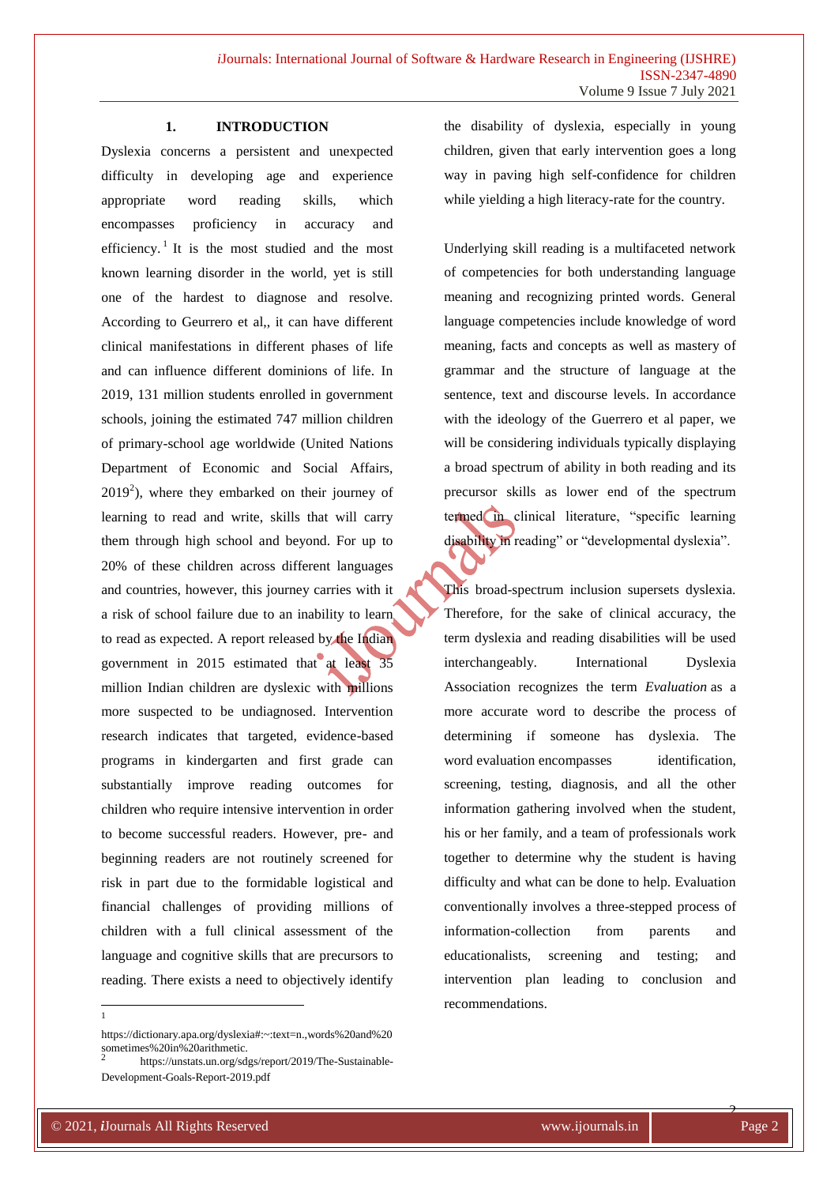## 1. INTRODUCTION

Dyslexia concerns a persistent and unexpected difficulty in developing age and experience appropriate word reading skills, which encompasses proficiency in accuracy and efficiency.[1] It is the most studied and the most known learning disorder in the world, yet is still one of the hardest to diagnose and resolve. According to Geurrero et al,, it can have different clinical manifestations in different phases of life and can influence different dominions of life. In 2019, 131 million students enrolled in government schools, joining the estimated 747 million children of primary-school age worldwide (United Nations Department of Economic and Social Affairs, 2019[2]), where they embarked on their journey of learning to read and write, skills that will carry them through high school and beyond. For up to 20% of these children across different languages and countries, however, this journey carries with it a risk of school failure due to an inability to learn to read as expected. A report released by the Indian government in 2015 estimated that at least 35 million Indian children are dyslexic with millions more suspected to be undiagnosed. Intervention research indicates that targeted, evidence-based programs in kindergarten and first grade can substantially improve reading outcomes for children who require intensive intervention in order to become successful readers. However, pre- and beginning readers are not routinely screened for risk in part due to the formidable logistical and financial challenges of providing millions of children with a full clinical assessment of the language and cognitive skills that are precursors to reading. There exists a need to objectively identify the disability of dyslexia, especially in young children, given that early intervention goes a long way in paving high self-confidence for children while yielding a high literacy-rate for the country.

Underlying skill reading is a multifaceted network of competencies for both understanding language meaning and recognizing printed words. General language competencies include knowledge of word meaning, facts and concepts as well as mastery of grammar and the structure of language at the sentence, text and discourse levels. In accordance with the ideology of the Guerrero et al paper, we will be considering individuals typically displaying a broad spectrum of ability in both reading and its precursor skills as lower end of the spectrum termed in clinical literature, "specific learning disability in reading" or "developmental dyslexia".

This broad-spectrum inclusion supersets dyslexia. Therefore, for the sake of clinical accuracy, the term dyslexia and reading disabilities will be used interchangeably. International Dyslexia Association recognizes the term *Evaluation* as a more accurate word to describe the process of determining if someone has dyslexia. The word evaluation encompasses identification, screening, testing, diagnosis, and all the other information gathering involved when the student, his or her family, and a team of professionals work together to determine why the student is having difficulty and what can be done to help. Evaluation conventionally involves a three-stepped process of information-collection from parents and educationalists, screening and testing; and intervention plan leading to conclusion and recommendations.

---

[1] https://dictionary.apa.org/dyslexia#:~:text=n.,words%20and%20sometimes%20in%20arithmetic.

[2] https://unstats.un.org/sdgs/report/2019/The-Sustainable-Development-Goals-Report-2019.pdf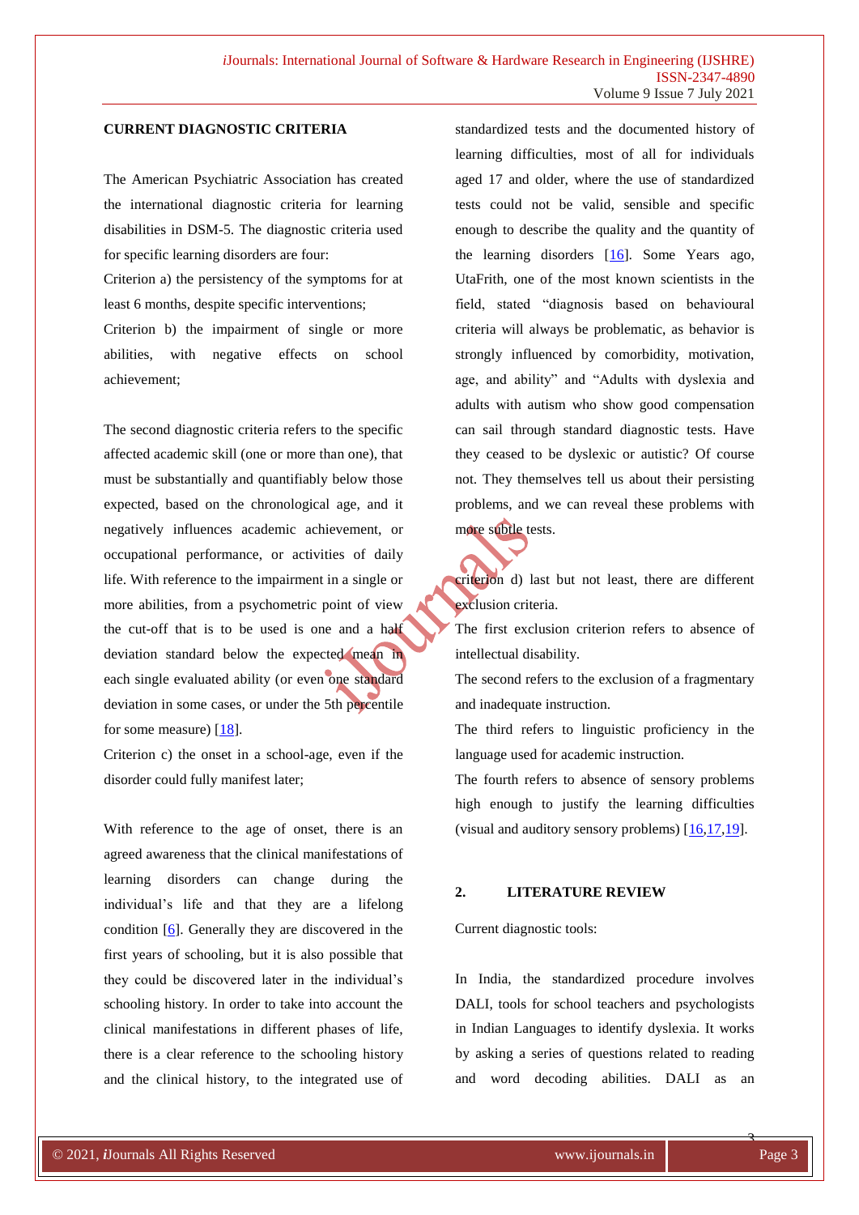**CURRENT DIAGNOSTIC CRITERIA**

The American Psychiatric Association has created the international diagnostic criteria for learning disabilities in DSM-5. The diagnostic criteria used for specific learning disorders are four:

Criterion a) the persistency of the symptoms for at least 6 months, despite specific interventions;

Criterion b) the impairment of single or more abilities, with negative effects on school achievement;

The second diagnostic criteria refers to the specific affected academic skill (one or more than one), that must be substantially and quantifiably below those expected, based on the chronological age, and it negatively influences academic achievement, or occupational performance, or activities of daily life. With reference to the impairment in a single or more abilities, from a psychometric point of view the cut-off that is to be used is one and a half deviation standard below the expected mean in each single evaluated ability (or even one standard deviation in some cases, or under the 5th percentile for some measure) [18].

Criterion c) the onset in a school-age, even if the disorder could fully manifest later;

With reference to the age of onset, there is an agreed awareness that the clinical manifestations of learning disorders can change during the individual's life and that they are a lifelong condition [6]. Generally they are discovered in the first years of schooling, but it is also possible that they could be discovered later in the individual's schooling history. In order to take into account the clinical manifestations in different phases of life, there is a clear reference to the schooling history and the clinical history, to the integrated use of standardized tests and the documented history of learning difficulties, most of all for individuals aged 17 and older, where the use of standardized tests could not be valid, sensible and specific enough to describe the quality and the quantity of the learning disorders [16]. Some Years ago, UtaFrith, one of the most known scientists in the field, stated "diagnosis based on behavioural criteria will always be problematic, as behavior is strongly influenced by comorbidity, motivation, age, and ability" and "Adults with dyslexia and adults with autism who show good compensation can sail through standard diagnostic tests. Have they ceased to be dyslexic or autistic? Of course not. They themselves tell us about their persisting problems, and we can reveal these problems with more subtle tests.

criterion d) last but not least, there are different exclusion criteria.

The first exclusion criterion refers to absence of intellectual disability.

The second refers to the exclusion of a fragmentary and inadequate instruction.

The third refers to linguistic proficiency in the language used for academic instruction.

The fourth refers to absence of sensory problems high enough to justify the learning difficulties (visual and auditory sensory problems) [16,17,19].

## 2. LITERATURE REVIEW

Current diagnostic tools:

In India, the standardized procedure involves DALI, tools for school teachers and psychologists in Indian Languages to identify dyslexia. It works by asking a series of questions related to reading and word decoding abilities. DALI as an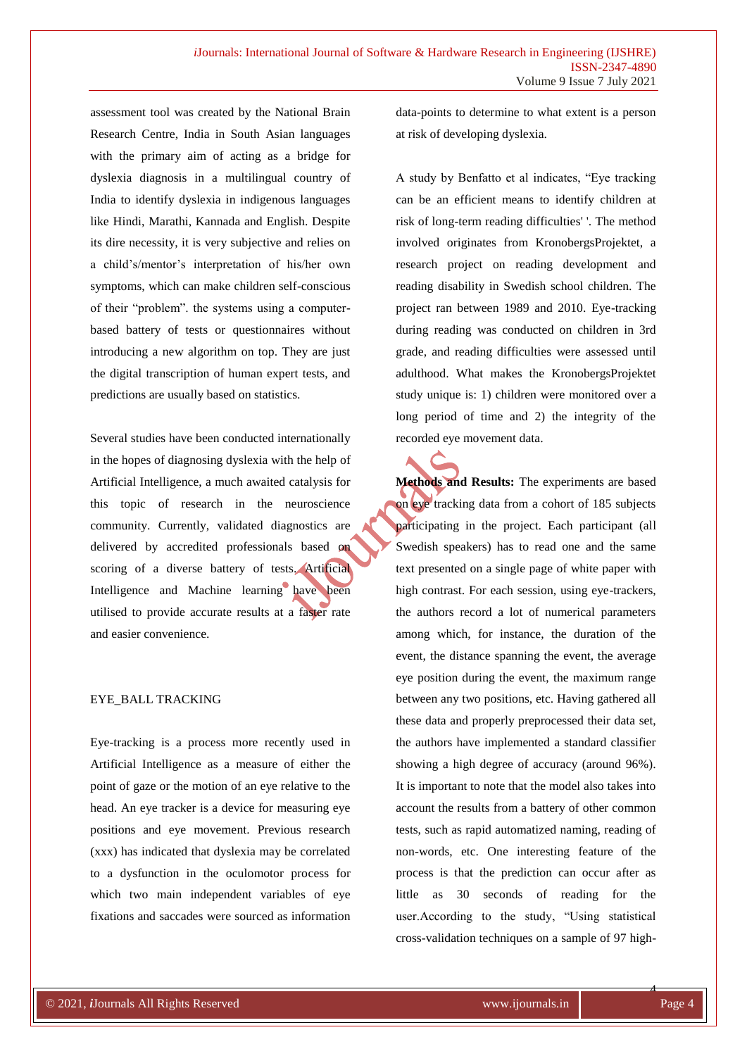assessment tool was created by the National Brain Research Centre, India in South Asian languages with the primary aim of acting as a bridge for dyslexia diagnosis in a multilingual country of India to identify dyslexia in indigenous languages like Hindi, Marathi, Kannada and English. Despite its dire necessity, it is very subjective and relies on a child's/mentor's interpretation of his/her own symptoms, which can make children self-conscious of their "problem". the systems using a computer-based battery of tests or questionnaires without introducing a new algorithm on top. They are just the digital transcription of human expert tests, and predictions are usually based on statistics.

Several studies have been conducted internationally in the hopes of diagnosing dyslexia with the help of Artificial Intelligence, a much awaited catalysis for this topic of research in the neuroscience community. Currently, validated diagnostics are delivered by accredited professionals based on scoring of a diverse battery of tests. Artificial Intelligence and Machine learning have been utilised to provide accurate results at a faster rate and easier convenience.

## EYE_BALL TRACKING

Eye-tracking is a process more recently used in Artificial Intelligence as a measure of either the point of gaze or the motion of an eye relative to the head. An eye tracker is a device for measuring eye positions and eye movement. Previous research (xxx) has indicated that dyslexia may be correlated to a dysfunction in the oculomotor process for which two main independent variables of eye fixations and saccades were sourced as information data-points to determine to what extent is a person at risk of developing dyslexia.

A study by Benfatto et al indicates, "Eye tracking can be an efficient means to identify children at risk of long-term reading difficulties' '. The method involved originates from KronobergsProjektet, a research project on reading development and reading disability in Swedish school children. The project ran between 1989 and 2010. Eye-tracking during reading was conducted on children in 3rd grade, and reading difficulties were assessed until adulthood. What makes the KronobergsProjektet study unique is: 1) children were monitored over a long period of time and 2) the integrity of the recorded eye movement data.

**Methods and Results:** The experiments are based on eye tracking data from a cohort of 185 subjects participating in the project. Each participant (all Swedish speakers) has to read one and the same text presented on a single page of white paper with high contrast. For each session, using eye-trackers, the authors record a lot of numerical parameters among which, for instance, the duration of the event, the distance spanning the event, the average eye position during the event, the maximum range between any two positions, etc. Having gathered all these data and properly preprocessed their data set, the authors have implemented a standard classifier showing a high degree of accuracy (around 96%). It is important to note that the model also takes into account the results from a battery of other common tests, such as rapid automatized naming, reading of non-words, etc. One interesting feature of the process is that the prediction can occur after as little as 30 seconds of reading for the user.According to the study, "Using statistical cross-validation techniques on a sample of 97 high-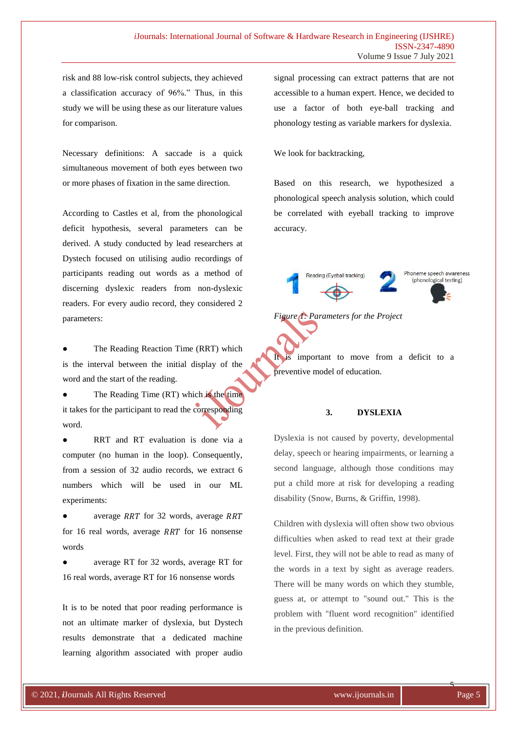risk and 88 low-risk control subjects, they achieved a classification accuracy of 96%." Thus, in this study we will be using these as our literature values for comparison.

Necessary definitions: A saccade is a quick simultaneous movement of both eyes between two or more phases of fixation in the same direction.

According to Castles et al, from the phonological deficit hypothesis, several parameters can be derived. A study conducted by lead researchers at Dystech focused on utilising audio recordings of participants reading out words as a method of discerning dyslexic readers from non-dyslexic readers. For every audio record, they considered 2 parameters:

- The Reading Reaction Time (RRT) which is the interval between the initial display of the word and the start of the reading.
- The Reading Time (RT) which is the time it takes for the participant to read the corresponding word.
- RRT and RT evaluation is done via a computer (no human in the loop). Consequently, from a session of 32 audio records, we extract 6 numbers which will be used in our ML experiments:
- average $RRT$ for 32 words, average $RRT$ for 16 real words, average $RRT$ for 16 nonsense words
- average RT for 32 words, average RT for 16 real words, average RT for 16 nonsense words

It is to be noted that poor reading performance is not an ultimate marker of dyslexia, but Dystech results demonstrate that a dedicated machine learning algorithm associated with proper audio signal processing can extract patterns that are not accessible to a human expert. Hence, we decided to use a factor of both eye-ball tracking and phonology testing as variable markers for dyslexia.

We look for backtracking,

Based on this research, we hypothesized a phonological speech analysis solution, which could be correlated with eyeball tracking to improve accuracy.

1 Reading (Eyeball tracking) 2 Phoneme speech awareness (phonological testing)

*Figure 1: Parameters for the Project*

It is important to move from a deficit to a preventive model of education.

## 3. DYSLEXIA

Dyslexia is not caused by poverty, developmental delay, speech or hearing impairments, or learning a second language, although those conditions may put a child more at risk for developing a reading disability (Snow, Burns, & Griffin, 1998).

Children with dyslexia will often show two obvious difficulties when asked to read text at their grade level. First, they will not be able to read as many of the words in a text by sight as average readers. There will be many words on which they stumble, guess at, or attempt to "sound out." This is the problem with "fluent word recognition" identified in the previous definition.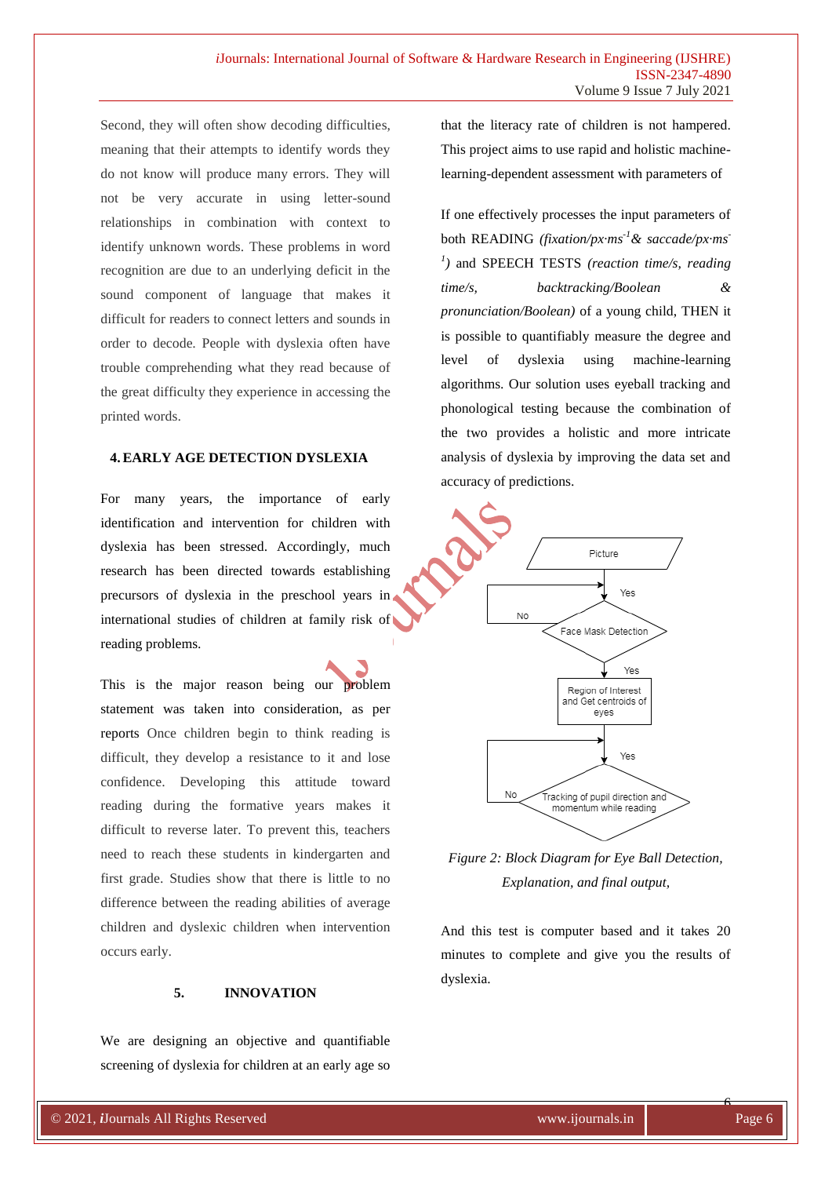Second, they will often show decoding difficulties, meaning that their attempts to identify words they do not know will produce many errors. They will not be very accurate in using letter-sound relationships in combination with context to identify unknown words. These problems in word recognition are due to an underlying deficit in the sound component of language that makes it difficult for readers to connect letters and sounds in order to decode. People with dyslexia often have trouble comprehending what they read because of the great difficulty they experience in accessing the printed words.

## 4. EARLY AGE DETECTION DYSLEXIA

For many years, the importance of early identification and intervention for children with dyslexia has been stressed. Accordingly, much research has been directed towards establishing precursors of dyslexia in the preschool years in international studies of children at family risk of reading problems.

This is the major reason being our problem statement was taken into consideration, as per reports Once children begin to think reading is difficult, they develop a resistance to it and lose confidence. Developing this attitude toward reading during the formative years makes it difficult to reverse later. To prevent this, teachers need to reach these students in kindergarten and first grade. Studies show that there is little to no difference between the reading abilities of average children and dyslexic children when intervention occurs early.

## 5. INNOVATION

We are designing an objective and quantifiable screening of dyslexia for children at an early age so that the literacy rate of children is not hampered. This project aims to use rapid and holistic machine-learning-dependent assessment with parameters of

If one effectively processes the input parameters of both READING *(fixation/px·ms*$^{-1}$*& saccade/px·ms*$^{-1}$*)* and SPEECH TESTS *(reaction time/s, reading time/s, backtracking/Boolean & pronunciation/Boolean)* of a young child, THEN it is possible to quantifiably measure the degree and level of dyslexia using machine-learning algorithms. Our solution uses eyeball tracking and phonological testing because the combination of the two provides a holistic and more intricate analysis of dyslexia by improving the data set and accuracy of predictions.

*Figure 2: Block Diagram for Eye Ball Detection, Explanation, and final output,*

And this test is computer based and it takes 20 minutes to complete and give you the results of dyslexia.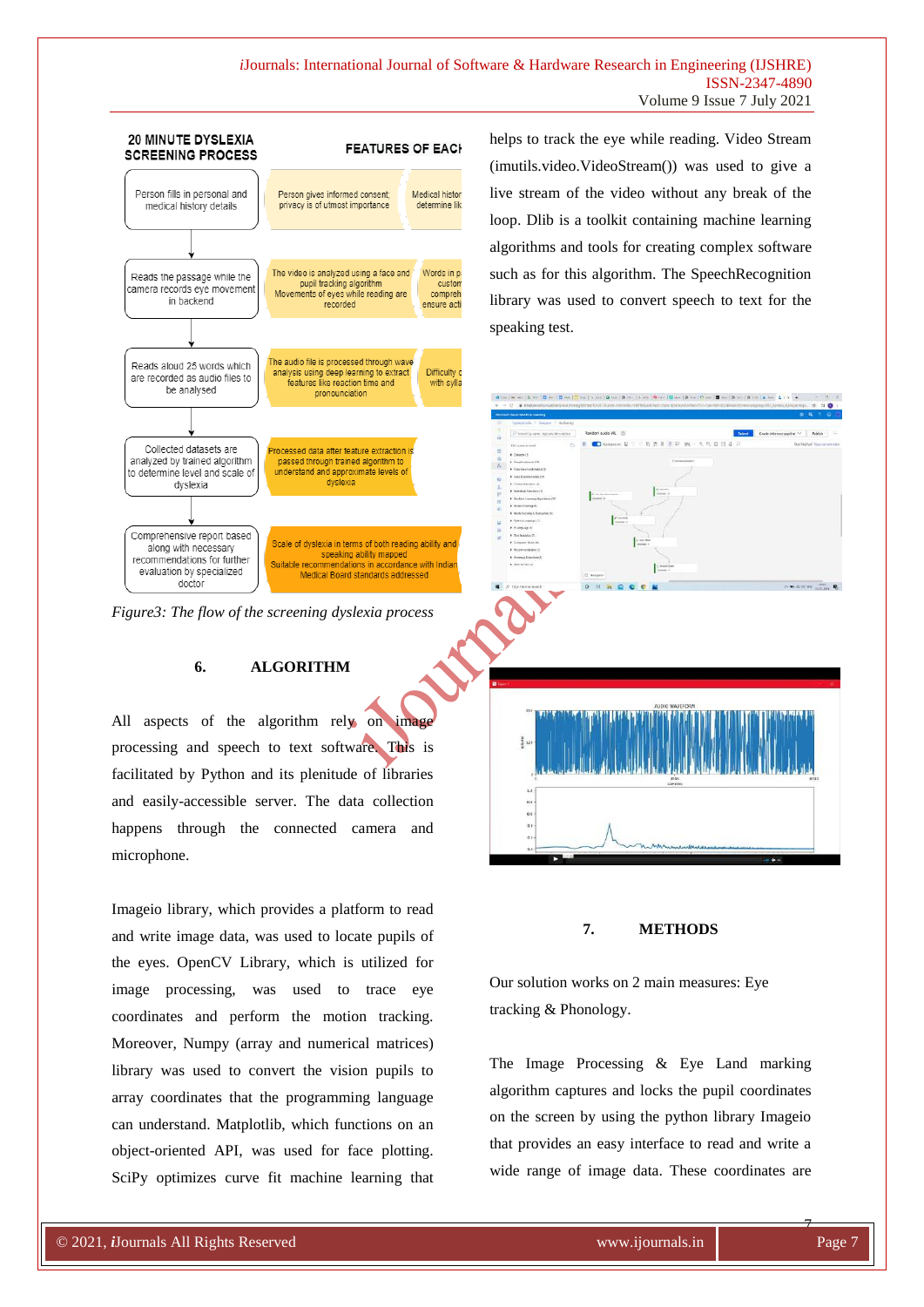Figure3: The flow of the screening dyslexia process

## 6. ALGORITHM

All aspects of the algorithm rely on image processing and speech to text software. This is facilitated by Python and its plenitude of libraries and easily-accessible server. The data collection happens through the connected camera and microphone.

Imageio library, which provides a platform to read and write image data, was used to locate pupils of the eyes. OpenCV Library, which is utilized for image processing, was used to trace eye coordinates and perform the motion tracking. Moreover, Numpy (array and numerical matrices) library was used to convert the vision pupils to array coordinates that the programming language can understand. Matplotlib, which functions on an object-oriented API, was used for face plotting. SciPy optimizes curve fit machine learning that helps to track the eye while reading. Video Stream (imutils.video.VideoStream()) was used to give a live stream of the video without any break of the loop. Dlib is a toolkit containing machine learning algorithms and tools for creating complex software such as for this algorithm. The SpeechRecognition library was used to convert speech to text for the speaking test.

## 7. METHODS

Our solution works on 2 main measures: Eye tracking & Phonology.

The Image Processing & Eye Land marking algorithm captures and locks the pupil coordinates on the screen by using the python library Imageio that provides an easy interface to read and write a wide range of image data. These coordinates are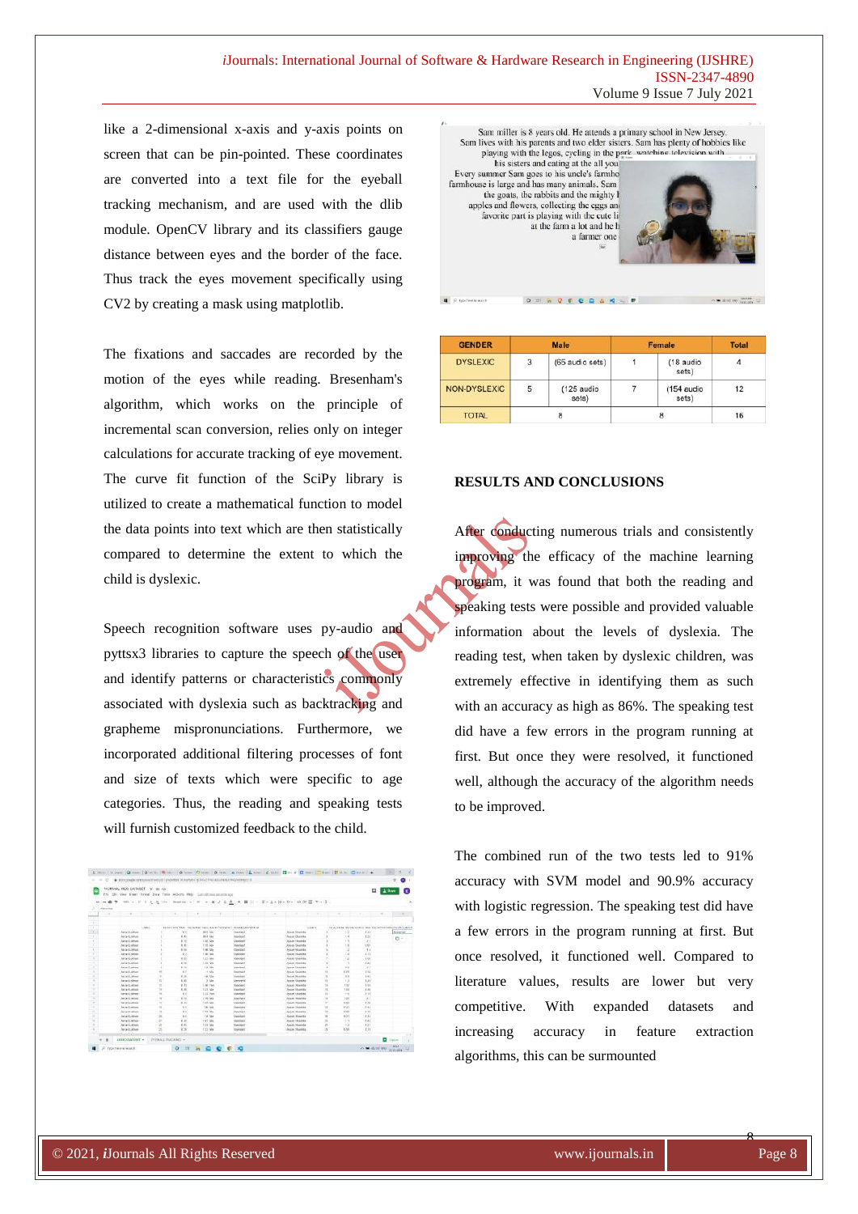like a 2-dimensional x-axis and y-axis points on screen that can be pin-pointed. These coordinates are converted into a text file for the eyeball tracking mechanism, and are used with the dlib module. OpenCV library and its classifiers gauge distance between eyes and the border of the face. Thus track the eyes movement specifically using CV2 by creating a mask using matplotlib.

The fixations and saccades are recorded by the motion of the eyes while reading. Bresenham's algorithm, which works on the principle of incremental scan conversion, relies only on integer calculations for accurate tracking of eye movement. The curve fit function of the SciPy library is utilized to create a mathematical function to model the data points into text which are then statistically compared to determine the extent to which the child is dyslexic.

Speech recognition software uses py-audio and pyttsx3 libraries to capture the speech of the user and identify patterns or characteristics commonly associated with dyslexia such as backtracking and grapheme mispronunciations. Furthermore, we incorporated additional filtering processes of font and size of texts which were specific to age categories. Thus, the reading and speaking tests will furnish customized feedback to the child.

| GENDER | Male | | Female | | Total |
|---|---|---|---|---|---|
| DYSLEXIC | 3 | (65 audio sets) | 1 | (18 audio sets) | 4 |
| NON-DYSLEXIC | 5 | (125 audio sets) | 7 | (154 audio sets) | 12 |
| TOTAL | 8 | | 8 | | 16 |

## RESULTS AND CONCLUSIONS

After conducting numerous trials and consistently improving the efficacy of the machine learning program, it was found that both the reading and speaking tests were possible and provided valuable information about the levels of dyslexia. The reading test, when taken by dyslexic children, was extremely effective in identifying them as such with an accuracy as high as 86%. The speaking test did have a few errors in the program running at first. But once they were resolved, it functioned well, although the accuracy of the algorithm needs to be improved.

The combined run of the two tests led to 91% accuracy with SVM model and 90.9% accuracy with logistic regression. The speaking test did have a few errors in the program running at first. But once resolved, it functioned well. Compared to literature values, results are lower but very competitive. With expanded datasets and increasing accuracy in feature extraction algorithms, this can be surmounted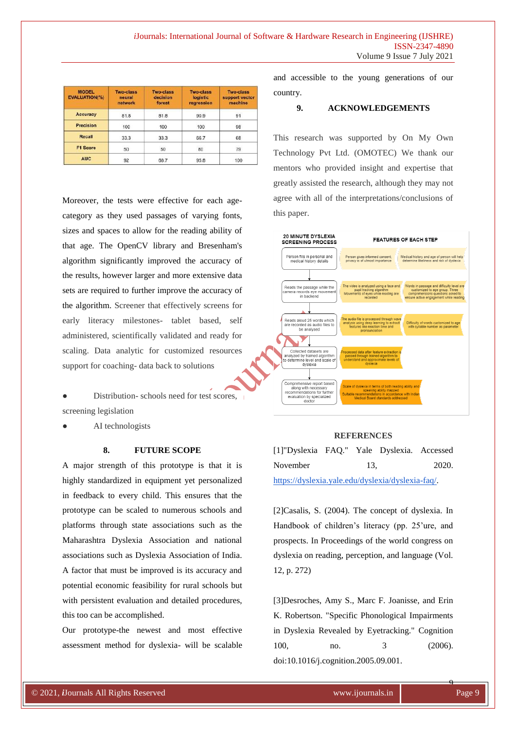| MODEL EVALUATION(%) | Two-class neural network | Two-class decision forest | Two-class logistic regression | Two-class support vector machine |
|---|---|---|---|---|
| Accuracy | 81.8 | 81.8 | 90.9 | 91 |
| Precision | 100 | 100 | 100 | 98 |
| Recall | 33.3 | 33.3 | 66.7 | 68 |
| F1 Score | 50 | 50 | 80 | 79 |
| AUC | 92 | 68.7 | 95.8 | 100 |

Moreover, the tests were effective for each age-category as they used passages of varying fonts, sizes and spaces to allow for the reading ability of that age. The OpenCV library and Bresenham's algorithm significantly improved the accuracy of the results, however larger and more extensive data sets are required to further improve the accuracy of the algorithm. Screener that effectively screens for early literacy milestones- tablet based, self administered, scientifically validated and ready for scaling. Data analytic for customized resources support for coaching- data back to solutions

- Distribution- schools need for test scores, screening legislation
- AI technologists

## 8. FUTURE SCOPE

A major strength of this prototype is that it is highly standardized in equipment yet personalized in feedback to every child. This ensures that the prototype can be scaled to numerous schools and platforms through state associations such as the Maharashtra Dyslexia Association and national associations such as Dyslexia Association of India. A factor that must be improved is its accuracy and potential economic feasibility for rural schools but with persistent evaluation and detailed procedures, this too can be accomplished.

Our prototype-the newest and most effective assessment method for dyslexia- will be scalable and accessible to the young generations of our country.

## 9. ACKNOWLEDGEMENTS

This research was supported by On My Own Technology Pvt Ltd. (OMOTEC) We thank our mentors who provided insight and expertise that greatly assisted the research, although they may not agree with all of the interpretations/conclusions of this paper.

| 20 MINUTE DYSLEXIA SCREENING PROCESS | FEATURES OF EACH STEP | |
|---|---|---|
| Person fills in personal and medical history details | Person gives informed consent; privacy is of utmost importance | Medical history and age of person will help determine likeliness and risk of dyslexia |
| Reads the passage while the camera records eye movement in backend | The video is analyzed using a face and pupil tracking algorithm. Movements of eyes while reading are recorded | Words in passage and difficulty level are customized to age group. Three comprehensions questions asked to ensure active engagement while reading |
| Reads aloud 25 words which are recorded as audio files to be analysed | The audio file is processed through wave analysis using deep learning to extract features like reaction time and pronounciation | Difficulty of words customized to age with syllable number as parameter |
| Collected datasets are analyzed by trained algorithm to determine level and scale of dyslexia | Processed data after feature extraction is passed through trained algorithm to understand and approximate levels of dyslexia | |
| Comprehensive report based along with necessary recommendations for further evaluation by specialized doctor | Scale of dyslexia in terms of both reading ability and speaking ability mapped. Suitable recommendations in accordance with Indian Medical Board standards addressed | |

## REFERENCES

[1]"Dyslexia FAQ." Yale Dyslexia. Accessed November 13, 2020. https://dyslexia.yale.edu/dyslexia/dyslexia-faq/.

[2]Casalis, S. (2004). The concept of dyslexia. In Handbook of children's literacy (pp. 25'ure, and prospects. In Proceedings of the world congress on dyslexia on reading, perception, and language (Vol. 12, p. 272)

[3]Desroches, Amy S., Marc F. Joanisse, and Erin K. Robertson. "Specific Phonological Impairments in Dyslexia Revealed by Eyetracking." Cognition 100, no. 3 (2006). doi:10.1016/j.cognition.2005.09.001.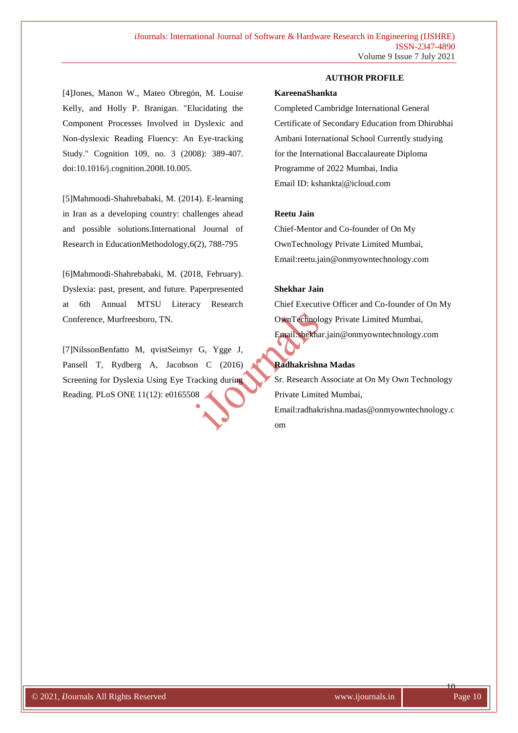[4]Jones, Manon W., Mateo Obregón, M. Louise Kelly, and Holly P. Branigan. "Elucidating the Component Processes Involved in Dyslexic and Non-dyslexic Reading Fluency: An Eye-tracking Study." Cognition 109, no. 3 (2008): 389-407. doi:10.1016/j.cognition.2008.10.005.

[5]Mahmoodi-Shahrebabaki, M. (2014). E-learning in Iran as a developing country: challenges ahead and possible solutions.International Journal of Research in EducationMethodology,6(2), 788-795

[6]Mahmoodi-Shahrebabaki, M. (2018, February). Dyslexia: past, present, and future. Paperpresented at 6th Annual MTSU Literacy Research Conference, Murfreesboro, TN.

[7]NilssonBenfatto M, qvistSeimyr G, Ygge J, Pansell T, Rydberg A, Jacobson C (2016) Screening for Dyslexia Using Eye Tracking during Reading. PLoS ONE 11(12): e0165508

## AUTHOR PROFILE

**KareenaShankta**

Completed Cambridge International General Certificate of Secondary Education from Dhirubhai Ambani International School Currently studying for the International Baccalaureate Diploma Programme of 2022 Mumbai, India

Email ID: kshankta|@icloud.com

**Reetu Jain**

Chief-Mentor and Co-founder of On My OwnTechnology Private Limited Mumbai,

Email:reetu.jain@onmyowntechnology.com

**Shekhar Jain**

Chief Executive Officer and Co-founder of On My OwnTechnology Private Limited Mumbai,

Email:shekhar.jain@onmyowntechnology.com

**Radhakrishna Madas**

Sr. Research Associate at On My Own Technology Private Limited Mumbai,

Email:radhakrishna.madas@onmyowntechnology.com